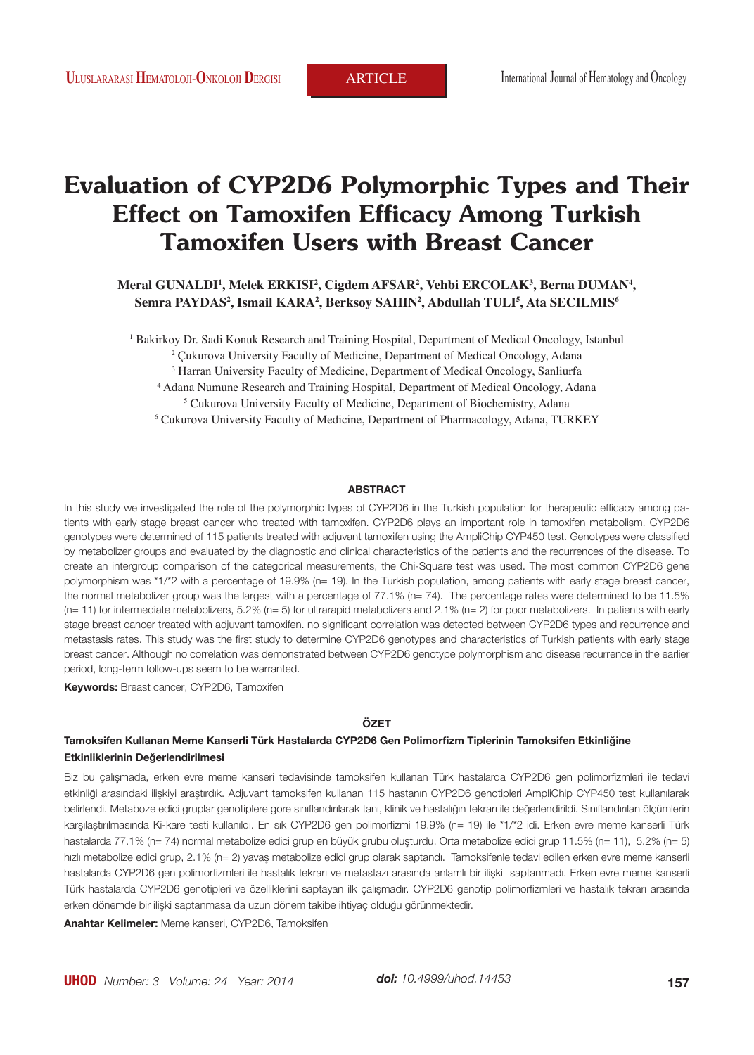# Evaluation of CYP2D6 Polymorphic Types and Their Effect on Tamoxifen Efficacy Among Turkish Tamoxifen Users with Breast Cancer

**Meral GUNALDI[1], Melek ERKISI[2], Cigdem AFSAR[2], Vehbi ERCOLAK[3], Berna DUMAN[4], Semra PAYDAS[2], Ismail KARA[2], Berksoy SAHIN[2], Abdullah TULI[5], Ata SECILMIS[6]**

[1] Bakirkoy Dr. Sadi Konuk Research and Training Hospital, Department of Medical Oncology, Istanbul
[2] Çukurova University Faculty of Medicine, Department of Medical Oncology, Adana
[3] Harran University Faculty of Medicine, Department of Medical Oncology, Sanliurfa
[4] Adana Numune Research and Training Hospital, Department of Medical Oncology, Adana
[5] Cukurova University Faculty of Medicine, Department of Biochemistry, Adana
[6] Cukurova University Faculty of Medicine, Department of Pharmacology, Adana, TURKEY

## ABSTRACT

In this study we investigated the role of the polymorphic types of CYP2D6 in the Turkish population for therapeutic efficacy among patients with early stage breast cancer who treated with tamoxifen. CYP2D6 plays an important role in tamoxifen metabolism. CYP2D6 genotypes were determined of 115 patients treated with adjuvant tamoxifen using the AmpliChip CYP450 test. Genotypes were classified by metabolizer groups and evaluated by the diagnostic and clinical characteristics of the patients and the recurrences of the disease. To create an intergroup comparison of the categorical measurements, the Chi-Square test was used. The most common CYP2D6 gene polymorphism was *1/*2 with a percentage of 19.9% (n= 19). In the Turkish population, among patients with early stage breast cancer, the normal metabolizer group was the largest with a percentage of 77.1% (n= 74). The percentage rates were determined to be 11.5% (n= 11) for intermediate metabolizers, 5.2% (n= 5) for ultrarapid metabolizers and 2.1% (n= 2) for poor metabolizers. In patients with early stage breast cancer treated with adjuvant tamoxifen. no significant correlation was detected between CYP2D6 types and recurrence and metastasis rates. This study was the first study to determine CYP2D6 genotypes and characteristics of Turkish patients with early stage breast cancer. Although no correlation was demonstrated between CYP2D6 genotype polymorphism and disease recurrence in the earlier period, long-term follow-ups seem to be warranted.

**Keywords:** Breast cancer, CYP2D6, Tamoxifen

## ÖZET

**Tamoksifen Kullanan Meme Kanserli Türk Hastalarda CYP2D6 Gen Polimorfizm Tiplerinin Tamoksifen Etkinliğine Etkinliklerinin Değerlendirilmesi**

Biz bu çalışmada, erken evre meme kanseri tedavisinde tamoksifen kullanan Türk hastalarda CYP2D6 gen polimorfizmleri ile tedavi etkinliği arasındaki ilişkiyi araştırdık. Adjuvant tamoksifen kullanan 115 hastanın CYP2D6 genotipleri AmpliChip CYP450 test kullanılarak belirlendi. Metaboze edici gruplar genotiplere gore sınıflandırılarak tanı, klinik ve hastalığın tekrarı ile değerlendirildi. Sınıflandırılan ölçümlerin karşılaştırılmasında Ki-kare testi kullanıldı. En sık CYP2D6 gen polimorfizmi 19.9% (n= 19) ile *1/*2 idi. Erken evre meme kanserli Türk hastalarda 77.1% (n= 74) normal metabolize edici grup en büyük grubu oluşturdu. Orta metabolize edici grup 11.5% (n= 11), 5.2% (n= 5) hızlı metabolize edici grup, 2.1% (n= 2) yavaş metabolize edici grup olarak saptandı. Tamoksifenle tedavi edilen erken evre meme kanserli hastalarda CYP2D6 gen polimorfizmleri ile hastalık tekrarı ve metastazı arasında anlamlı bir ilişki saptanmadı. Erken evre meme kanserli Türk hastalarda CYP2D6 genotipleri ve özelliklerini saptayan ilk çalışmadır. CYP2D6 genotip polimorfizmleri ve hastalık tekrarı arasında erken dönemde bir ilişki saptanmasa da uzun dönem takibe ihtiyaç olduğu görünmektedir.

**Anahtar Kelimeler:** Meme kanseri, CYP2D6, Tamoksifen

*doi: 10.4999/uhod.14453*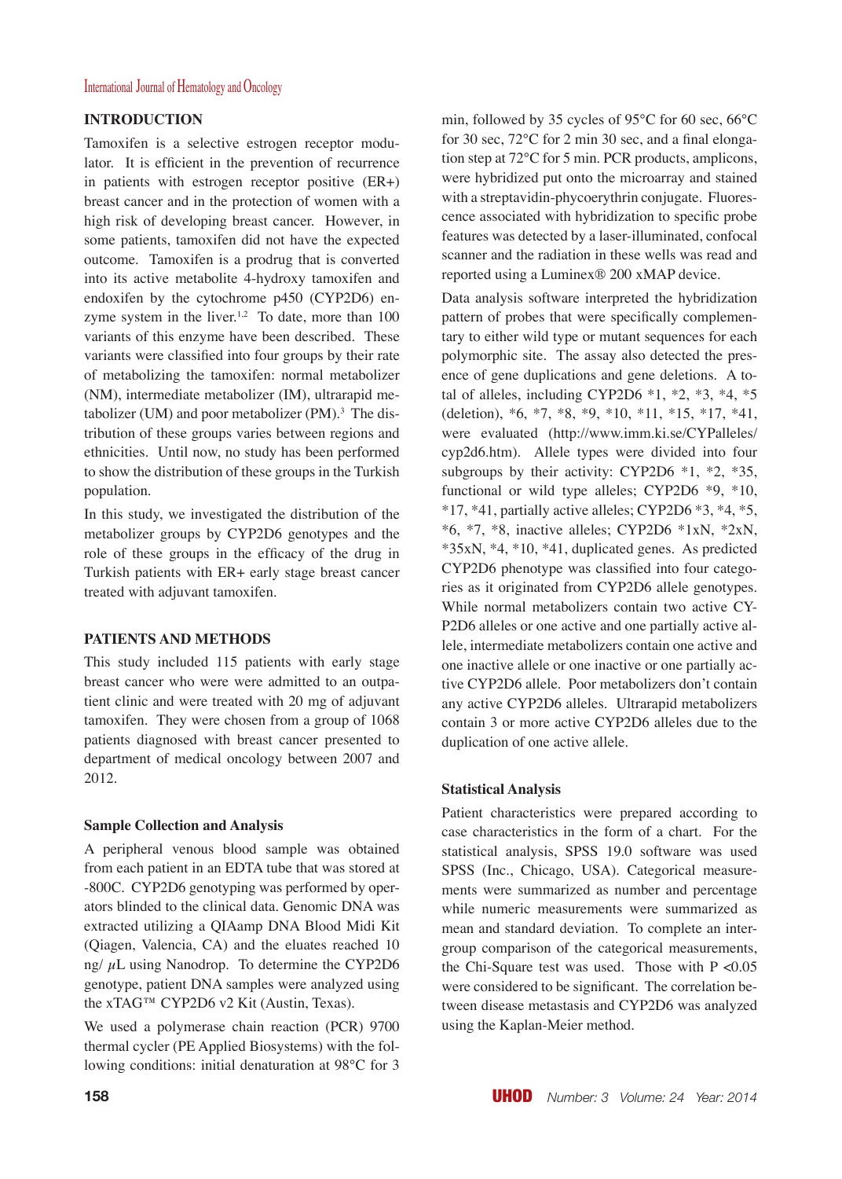## INTRODUCTION

Tamoxifen is a selective estrogen receptor modulator. It is efficient in the prevention of recurrence in patients with estrogen receptor positive (ER+) breast cancer and in the protection of women with a high risk of developing breast cancer. However, in some patients, tamoxifen did not have the expected outcome. Tamoxifen is a prodrug that is converted into its active metabolite 4-hydroxy tamoxifen and endoxifen by the cytochrome p450 (CYP2D6) enzyme system in the liver.[1,2] To date, more than 100 variants of this enzyme have been described. These variants were classified into four groups by their rate of metabolizing the tamoxifen: normal metabolizer (NM), intermediate metabolizer (IM), ultrarapid metabolizer (UM) and poor metabolizer (PM).[3] The distribution of these groups varies between regions and ethnicities. Until now, no study has been performed to show the distribution of these groups in the Turkish population.

In this study, we investigated the distribution of the metabolizer groups by CYP2D6 genotypes and the role of these groups in the efficacy of the drug in Turkish patients with ER+ early stage breast cancer treated with adjuvant tamoxifen.

## PATIENTS AND METHODS

This study included 115 patients with early stage breast cancer who were were admitted to an outpatient clinic and were treated with 20 mg of adjuvant tamoxifen. They were chosen from a group of 1068 patients diagnosed with breast cancer presented to department of medical oncology between 2007 and 2012.

### Sample Collection and Analysis

A peripheral venous blood sample was obtained from each patient in an EDTA tube that was stored at -800C. CYP2D6 genotyping was performed by operators blinded to the clinical data. Genomic DNA was extracted utilizing a QIAamp DNA Blood Midi Kit (Qiagen, Valencia, CA) and the eluates reached 10 ng/ $\mu$L using Nanodrop. To determine the CYP2D6 genotype, patient DNA samples were analyzed using the xTAG™ CYP2D6 v2 Kit (Austin, Texas).

We used a polymerase chain reaction (PCR) 9700 thermal cycler (PE Applied Biosystems) with the following conditions: initial denaturation at 98°C for 3 min, followed by 35 cycles of 95°C for 60 sec, 66°C for 30 sec, 72°C for 2 min 30 sec, and a final elongation step at 72°C for 5 min. PCR products, amplicons, were hybridized put onto the microarray and stained with a streptavidin-phycoerythrin conjugate. Fluorescence associated with hybridization to specific probe features was detected by a laser-illuminated, confocal scanner and the radiation in these wells was read and reported using a Luminex® 200 xMAP device.

Data analysis software interpreted the hybridization pattern of probes that were specifically complementary to either wild type or mutant sequences for each polymorphic site. The assay also detected the presence of gene duplications and gene deletions. A total of alleles, including CYP2D6 *1, *2, *3, *4, *5 (deletion), *6, *7, *8, *9, *10, *11, *15, *17, *41, were evaluated (http://www.imm.ki.se/CYPalleles/cyp2d6.htm). Allele types were divided into four subgroups by their activity: CYP2D6 *1, *2, *35, functional or wild type alleles; CYP2D6 *9, *10, *17, *41, partially active alleles; CYP2D6 *3, *4, *5, *6, *7, *8, inactive alleles; CYP2D6 *1xN, *2xN, *35xN, *4, *10, *41, duplicated genes. As predicted CYP2D6 phenotype was classified into four categories as it originated from CYP2D6 allele genotypes. While normal metabolizers contain two active CYP2D6 alleles or one active and one partially active allele, intermediate metabolizers contain one active and one inactive allele or one inactive or one partially active CYP2D6 allele. Poor metabolizers don't contain any active CYP2D6 alleles. Ultrarapid metabolizers contain 3 or more active CYP2D6 alleles due to the duplication of one active allele.

### Statistical Analysis

Patient characteristics were prepared according to case characteristics in the form of a chart. For the statistical analysis, SPSS 19.0 software was used SPSS (Inc., Chicago, USA). Categorical measurements were summarized as number and percentage while numeric measurements were summarized as mean and standard deviation. To complete an intergroup comparison of the categorical measurements, the Chi-Square test was used. Those with $P < 0.05$ were considered to be significant. The correlation between disease metastasis and CYP2D6 was analyzed using the Kaplan-Meier method.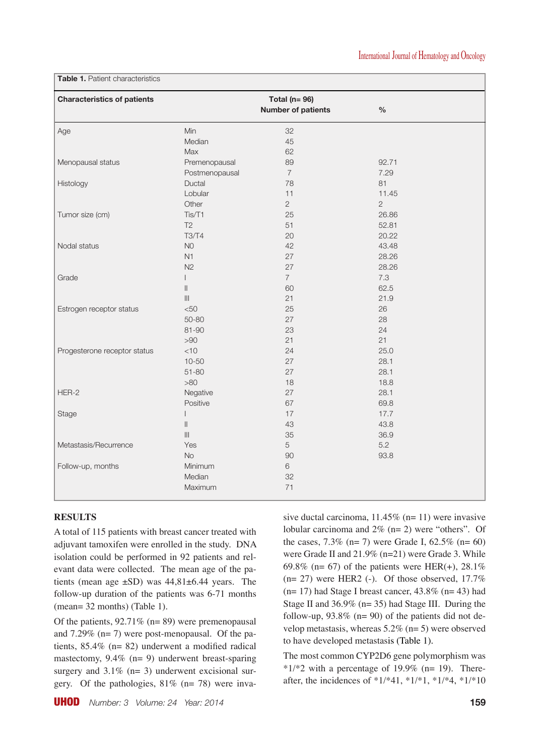**Table 1.** Patient characteristics

| Characteristics of patients | | Total (n= 96) Number of patients | % |
|---|---|---|---|
| Age | Min | 32 | |
| | Median | 45 | |
| | Max | 62 | |
| Menopausal status | Premenopausal | 89 | 92.71 |
| | Postmenopausal | 7 | 7.29 |
| Histology | Ductal | 78 | 81 |
| | Lobular | 11 | 11.45 |
| | Other | 2 | 2 |
| Tumor size (cm) | Tis/T1 | 25 | 26.86 |
| | T2 | 51 | 52.81 |
| | T3/T4 | 20 | 20.22 |
| Nodal status | N0 | 42 | 43.48 |
| | N1 | 27 | 28.26 |
| | N2 | 27 | 28.26 |
| Grade | I | 7 | 7.3 |
| | II | 60 | 62.5 |
| | III | 21 | 21.9 |
| Estrogen receptor status | <50 | 25 | 26 |
| | 50-80 | 27 | 28 |
| | 81-90 | 23 | 24 |
| | >90 | 21 | 21 |
| Progesterone receptor status | <10 | 24 | 25.0 |
| | 10-50 | 27 | 28.1 |
| | 51-80 | 27 | 28.1 |
| | >80 | 18 | 18.8 |
| HER-2 | Negative | 27 | 28.1 |
| | Positive | 67 | 69.8 |
| Stage | I | 17 | 17.7 |
| | II | 43 | 43.8 |
| | III | 35 | 36.9 |
| Metastasis/Recurrence | Yes | 5 | 5.2 |
| | No | 90 | 93.8 |
| Follow-up, months | Minimum | 6 | |
| | Median | 32 | |
| | Maximum | 71 | |

## RESULTS

A total of 115 patients with breast cancer treated with adjuvant tamoxifen were enrolled in the study. DNA isolation could be performed in 92 patients and relevant data were collected. The mean age of the patients (mean age ±SD) was 44,81±6.44 years. The follow-up duration of the patients was 6-71 months (mean= 32 months) (Table 1).

Of the patients, 92.71% (n= 89) were premenopausal and 7.29% (n= 7) were post-menopausal. Of the patients, 85.4% (n= 82) underwent a modified radical mastectomy, 9.4% (n= 9) underwent breast-sparing surgery and 3.1% (n= 3) underwent excisional surgery. Of the pathologies, 81% (n= 78) were invasive ductal carcinoma, 11.45% (n= 11) were invasive lobular carcinoma and 2% (n= 2) were "others". Of the cases, 7.3% (n= 7) were Grade I, 62.5% (n= 60) were Grade II and 21.9% (n=21) were Grade 3. While 69.8% (n= 67) of the patients were HER(+), 28.1% (n= 27) were HER2 (-). Of those observed, 17.7% (n= 17) had Stage I breast cancer, 43.8% (n= 43) had Stage II and 36.9% (n= 35) had Stage III. During the follow-up, 93.8% (n= 90) of the patients did not develop metastasis, whereas 5.2% (n= 5) were observed to have developed metastasis (Table 1).

The most common CYP2D6 gene polymorphism was *1/*2 with a percentage of 19.9% (n= 19). Thereafter, the incidences of *1/*41, *1/*1, *1/*4, *1/*10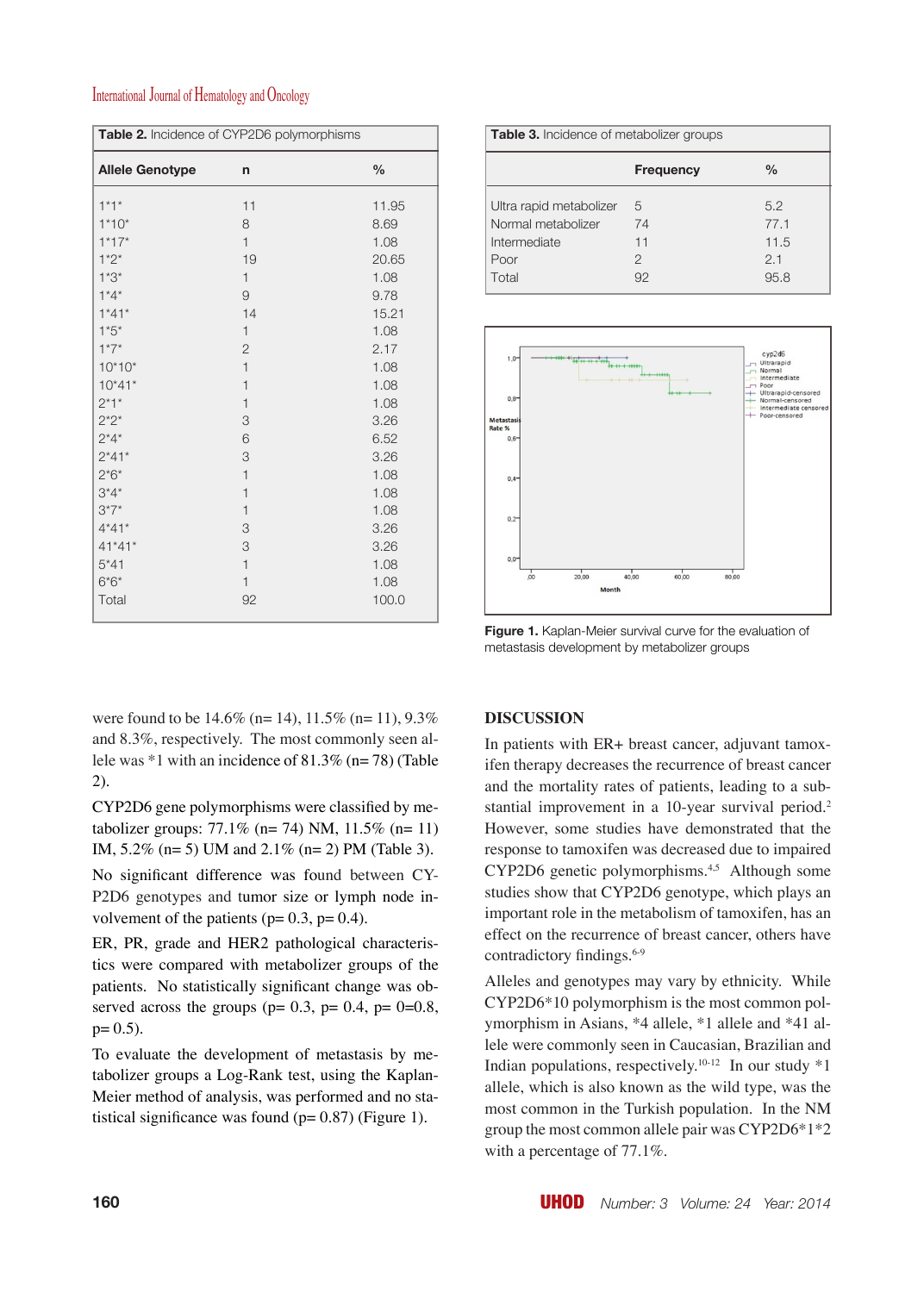**Table 2.** Incidence of CYP2D6 polymorphisms

| Allele Genotype | n | % |
|---|---|---|
| 1*1* | 11 | 11.95 |
| 1*10* | 8 | 8.69 |
| 1*17* | 1 | 1.08 |
| 1*2* | 19 | 20.65 |
| 1*3* | 1 | 1.08 |
| 1*4* | 9 | 9.78 |
| 1*41* | 14 | 15.21 |
| 1*5* | 1 | 1.08 |
| 1*7* | 2 | 2.17 |
| 10*10* | 1 | 1.08 |
| 10*41* | 1 | 1.08 |
| 2*1* | 1 | 1.08 |
| 2*2* | 3 | 3.26 |
| 2*4* | 6 | 6.52 |
| 2*41* | 3 | 3.26 |
| 2*6* | 1 | 1.08 |
| 3*4* | 1 | 1.08 |
| 3*7* | 1 | 1.08 |
| 4*41* | 3 | 3.26 |
| 41*41* | 3 | 3.26 |
| 5*41 | 1 | 1.08 |
| 6*6* | 1 | 1.08 |
| Total | 92 | 100.0 |

**Table 3.** Incidence of metabolizer groups

| | Frequency | % |
|---|---|---|
| Ultra rapid metabolizer | 5 | 5.2 |
| Normal metabolizer | 74 | 77.1 |
| Intermediate | 11 | 11.5 |
| Poor | 2 | 2.1 |
| Total | 92 | 95.8 |

**Figure 1.** Kaplan-Meier survival curve for the evaluation of metastasis development by metabolizer groups

were found to be 14.6% (n= 14), 11.5% (n= 11), 9.3% and 8.3%, respectively. The most commonly seen allele was *1 with an incidence of 81.3% (n= 78) (Table 2).

CYP2D6 gene polymorphisms were classified by metabolizer groups: 77.1% (n= 74) NM, 11.5% (n= 11) IM, 5.2% (n= 5) UM and 2.1% (n= 2) PM (Table 3).

No significant difference was found between CYP2D6 genotypes and tumor size or lymph node involvement of the patients (p= 0.3, p= 0.4).

ER, PR, grade and HER2 pathological characteristics were compared with metabolizer groups of the patients. No statistically significant change was observed across the groups (p= 0.3, p= 0.4, p= 0=0.8, p= 0.5).

To evaluate the development of metastasis by metabolizer groups a Log-Rank test, using the Kaplan-Meier method of analysis, was performed and no statistical significance was found (p= 0.87) (Figure 1).

## DISCUSSION

In patients with ER+ breast cancer, adjuvant tamoxifen therapy decreases the recurrence of breast cancer and the mortality rates of patients, leading to a substantial improvement in a 10-year survival period.[2] However, some studies have demonstrated that the response to tamoxifen was decreased due to impaired CYP2D6 genetic polymorphisms.[4,5] Although some studies show that CYP2D6 genotype, which plays an important role in the metabolism of tamoxifen, has an effect on the recurrence of breast cancer, others have contradictory findings.[6-9]

Alleles and genotypes may vary by ethnicity. While CYP2D6*10 polymorphism is the most common polymorphism in Asians, *4 allele, *1 allele and *41 allele were commonly seen in Caucasian, Brazilian and Indian populations, respectively.[10-12] In our study *1 allele, which is also known as the wild type, was the most common in the Turkish population. In the NM group the most common allele pair was CYP2D6*1*2 with a percentage of 77.1%.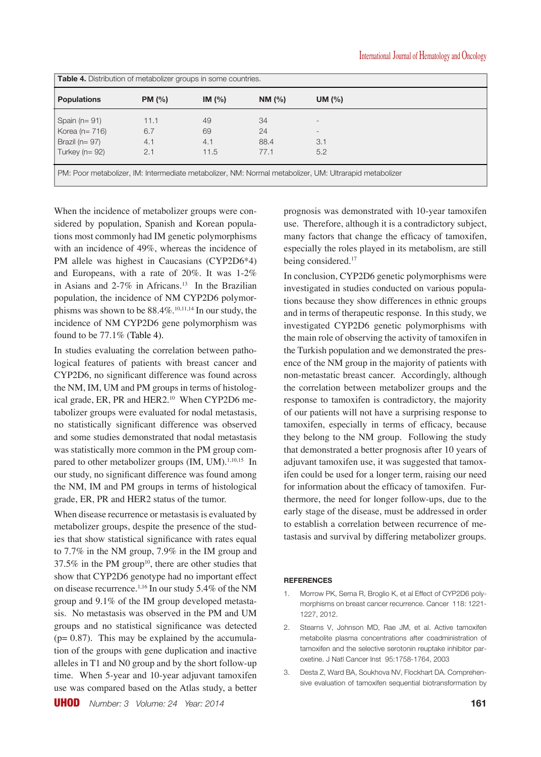**Table 4.** Distribution of metabolizer groups in some countries.

| Populations | PM (%) | IM (%) | NM (%) | UM (%) |
|---|---|---|---|---|
| Spain (n= 91) | 11.1 | 49 | 34 | - |
| Korea (n= 716) | 6.7 | 69 | 24 | - |
| Brazil (n= 97) | 4.1 | 4.1 | 88.4 | 3.1 |
| Turkey (n= 92) | 2.1 | 11.5 | 77.1 | 5.2 |

PM: Poor metabolizer, IM: Intermediate metabolizer, NM: Normal metabolizer, UM: Ultrarapid metabolizer

When the incidence of metabolizer groups were considered by population, Spanish and Korean populations most commonly had IM genetic polymorphisms with an incidence of 49%, whereas the incidence of PM allele was highest in Caucasians (CYP2D6*4) and Europeans, with a rate of 20%. It was 1-2% in Asians and 2-7% in Africans.[13] In the Brazilian population, the incidence of NM CYP2D6 polymorphisms was shown to be 88.4%.[10,11,14] In our study, the incidence of NM CYP2D6 gene polymorphism was found to be 77.1% (Table 4).

In studies evaluating the correlation between pathological features of patients with breast cancer and CYP2D6, no significant difference was found across the NM, IM, UM and PM groups in terms of histological grade, ER, PR and HER2.[10] When CYP2D6 metabolizer groups were evaluated for nodal metastasis, no statistically significant difference was observed and some studies demonstrated that nodal metastasis was statistically more common in the PM group compared to other metabolizer groups (IM, UM).[1,10,15] In our study, no significant difference was found among the NM, IM and PM groups in terms of histological grade, ER, PR and HER2 status of the tumor.

When disease recurrence or metastasis is evaluated by metabolizer groups, despite the presence of the studies that show statistical significance with rates equal to 7.7% in the NM group, 7.9% in the IM group and 37.5% in the PM group[10], there are other studies that show that CYP2D6 genotype had no important effect on disease recurrence.[1,16] In our study 5.4% of the NM group and 9.1% of the IM group developed metastasis. No metastasis was observed in the PM and UM groups and no statistical significance was detected ($p= 0.87$). This may be explained by the accumulation of the groups with gene duplication and inactive alleles in T1 and N0 group and by the short follow-up time. When 5-year and 10-year adjuvant tamoxifen use was compared based on the Atlas study, a better prognosis was demonstrated with 10-year tamoxifen use. Therefore, although it is a contradictory subject, many factors that change the efficacy of tamoxifen, especially the roles played in its metabolism, are still being considered.[17]

In conclusion, CYP2D6 genetic polymorphisms were investigated in studies conducted on various populations because they show differences in ethnic groups and in terms of therapeutic response. In this study, we investigated CYP2D6 genetic polymorphisms with the main role of observing the activity of tamoxifen in the Turkish population and we demonstrated the presence of the NM group in the majority of patients with non-metastatic breast cancer. Accordingly, although the correlation between metabolizer groups and the response to tamoxifen is contradictory, the majority of our patients will not have a surprising response to tamoxifen, especially in terms of efficacy, because they belong to the NM group. Following the study that demonstrated a better prognosis after 10 years of adjuvant tamoxifen use, it was suggested that tamoxifen could be used for a longer term, raising our need for information about the efficacy of tamoxifen. Furthermore, the need for longer follow-ups, due to the early stage of the disease, must be addressed in order to establish a correlation between recurrence of metastasis and survival by differing metabolizer groups.

## REFERENCES

1. Morrow PK, Serna R, Broglio K, et al Effect of CYP2D6 polymorphisms on breast cancer recurrence. Cancer 118: 1221-1227, 2012.
2. Stearns V, Johnson MD, Rae JM, et al. Active tamoxifen metabolite plasma concentrations after coadministration of tamoxifen and the selective serotonin reuptake inhibitor paroxetine. J Natl Cancer Inst 95:1758-1764, 2003
3. Desta Z, Ward BA, Soukhova NV, Flockhart DA. Comprehensive evaluation of tamoxifen sequential biotransformation by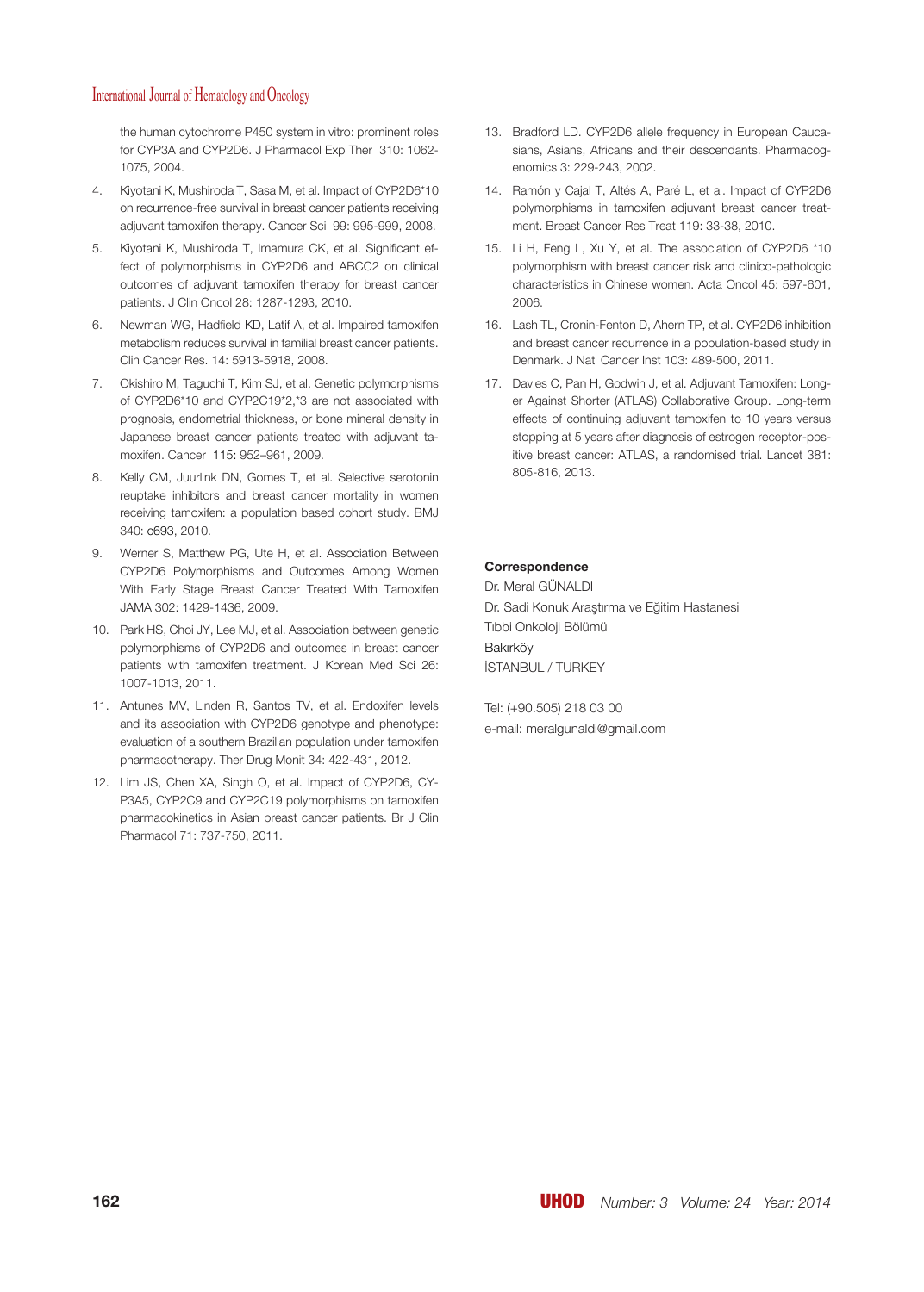the human cytochrome P450 system in vitro: prominent roles for CYP3A and CYP2D6. J Pharmacol Exp Ther 310: 1062-1075, 2004.

4. Kiyotani K, Mushiroda T, Sasa M, et al. Impact of CYP2D6*10 on recurrence-free survival in breast cancer patients receiving adjuvant tamoxifen therapy. Cancer Sci 99: 995-999, 2008.
5. Kiyotani K, Mushiroda T, Imamura CK, et al. Significant effect of polymorphisms in CYP2D6 and ABCC2 on clinical outcomes of adjuvant tamoxifen therapy for breast cancer patients. J Clin Oncol 28: 1287-1293, 2010.
6. Newman WG, Hadfield KD, Latif A, et al. Impaired tamoxifen metabolism reduces survival in familial breast cancer patients. Clin Cancer Res. 14: 5913-5918, 2008.
7. Okishiro M, Taguchi T, Kim SJ, et al. Genetic polymorphisms of CYP2D6*10 and CYP2C19*2,*3 are not associated with prognosis, endometrial thickness, or bone mineral density in Japanese breast cancer patients treated with adjuvant tamoxifen. Cancer 115: 952–961, 2009.
8. Kelly CM, Juurlink DN, Gomes T, et al. Selective serotonin reuptake inhibitors and breast cancer mortality in women receiving tamoxifen: a population based cohort study. BMJ 340: c693, 2010.
9. Werner S, Matthew PG, Ute H, et al. Association Between CYP2D6 Polymorphisms and Outcomes Among Women With Early Stage Breast Cancer Treated With Tamoxifen JAMA 302: 1429-1436, 2009.
10. Park HS, Choi JY, Lee MJ, et al. Association between genetic polymorphisms of CYP2D6 and outcomes in breast cancer patients with tamoxifen treatment. J Korean Med Sci 26: 1007-1013, 2011.
11. Antunes MV, Linden R, Santos TV, et al. Endoxifen levels and its association with CYP2D6 genotype and phenotype: evaluation of a southern Brazilian population under tamoxifen pharmacotherapy. Ther Drug Monit 34: 422-431, 2012.
12. Lim JS, Chen XA, Singh O, et al. Impact of CYP2D6, CYP3A5, CYP2C9 and CYP2C19 polymorphisms on tamoxifen pharmacokinetics in Asian breast cancer patients. Br J Clin Pharmacol 71: 737-750, 2011.
13. Bradford LD. CYP2D6 allele frequency in European Caucasians, Asians, Africans and their descendants. Pharmacogenomics 3: 229-243, 2002.
14. Ramón y Cajal T, Altés A, Paré L, et al. Impact of CYP2D6 polymorphisms in tamoxifen adjuvant breast cancer treatment. Breast Cancer Res Treat 119: 33-38, 2010.
15. Li H, Feng L, Xu Y, et al. The association of CYP2D6 *10 polymorphism with breast cancer risk and clinico-pathologic characteristics in Chinese women. Acta Oncol 45: 597-601, 2006.
16. Lash TL, Cronin-Fenton D, Ahern TP, et al. CYP2D6 inhibition and breast cancer recurrence in a population-based study in Denmark. J Natl Cancer Inst 103: 489-500, 2011.
17. Davies C, Pan H, Godwin J, et al. Adjuvant Tamoxifen: Longer Against Shorter (ATLAS) Collaborative Group. Long-term effects of continuing adjuvant tamoxifen to 10 years versus stopping at 5 years after diagnosis of estrogen receptor-positive breast cancer: ATLAS, a randomised trial. Lancet 381: 805-816, 2013.

**Correspondence**

Dr. Meral GÜNALDI
Dr. Sadi Konuk Araştırma ve Eğitim Hastanesi
Tıbbi Onkoloji Bölümü
Bakırköy
İSTANBUL / TURKEY

Tel: (+90.505) 218 03 00
e-mail: meralgunaldi@gmail.com